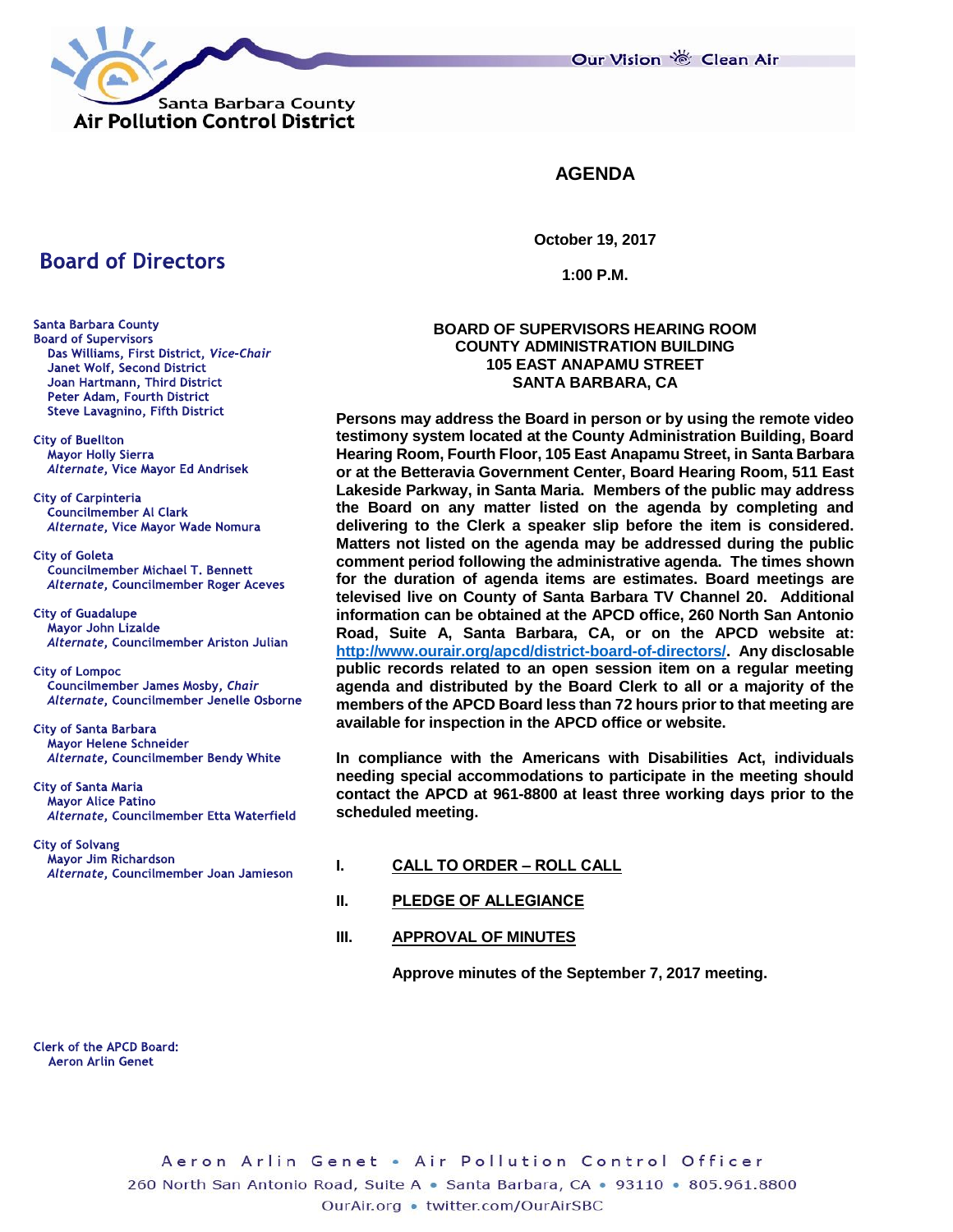Santa Barbara County
**Air Pollution Control District**

Our Vision Clean Air

# AGENDA

**October 19, 2017**

**1:00 P.M.**

## Board of Directors

Santa Barbara County
Board of Supervisors
- Das Williams, First District, *Vice-Chair*
- Janet Wolf, Second District
- Joan Hartmann, Third District
- Peter Adam, Fourth District
- Steve Lavagnino, Fifth District

City of Buellton
- Mayor Holly Sierra
- *Alternate*, Vice Mayor Ed Andrisek

City of Carpinteria
- Councilmember Al Clark
- *Alternate*, Vice Mayor Wade Nomura

City of Goleta
- Councilmember Michael T. Bennett
- *Alternate*, Councilmember Roger Aceves

City of Guadalupe
- Mayor John Lizalde
- *Alternate*, Councilmember Ariston Julian

City of Lompoc
- Councilmember James Mosby, *Chair*
- *Alternate*, Councilmember Jenelle Osborne

City of Santa Barbara
- Mayor Helene Schneider
- *Alternate*, Councilmember Bendy White

City of Santa Maria
- Mayor Alice Patino
- *Alternate*, Councilmember Etta Waterfield

City of Solvang
- Mayor Jim Richardson
- *Alternate*, Councilmember Joan Jamieson

Clerk of the APCD Board:
Aeron Arlin Genet

**BOARD OF SUPERVISORS HEARING ROOM**
**COUNTY ADMINISTRATION BUILDING**
**105 EAST ANAPAMU STREET**
**SANTA BARBARA, CA**

**Persons may address the Board in person or by using the remote video testimony system located at the County Administration Building, Board Hearing Room, Fourth Floor, 105 East Anapamu Street, in Santa Barbara or at the Betteravia Government Center, Board Hearing Room, 511 East Lakeside Parkway, in Santa Maria. Members of the public may address the Board on any matter listed on the agenda by completing and delivering to the Clerk a speaker slip before the item is considered. Matters not listed on the agenda may be addressed during the public comment period following the administrative agenda. The times shown for the duration of agenda items are estimates. Board meetings are televised live on County of Santa Barbara TV Channel 20. Additional information can be obtained at the APCD office, 260 North San Antonio Road, Suite A, Santa Barbara, CA, or on the APCD website at: [http://www.ourair.org/apcd/district-board-of-directors/](http://www.ourair.org/apcd/district-board-of-directors/). Any disclosable public records related to an open session item on a regular meeting agenda and distributed by the Board Clerk to all or a majority of the members of the APCD Board less than 72 hours prior to that meeting are available for inspection in the APCD office or website.**

**In compliance with the Americans with Disabilities Act, individuals needing special accommodations to participate in the meeting should contact the APCD at 961-8800 at least three working days prior to the scheduled meeting.**

**I. CALL TO ORDER – ROLL CALL**

**II. PLEDGE OF ALLEGIANCE**

**III. APPROVAL OF MINUTES**

**Approve minutes of the September 7, 2017 meeting.**

Aeron Arlin Genet • Air Pollution Control Officer
260 North San Antonio Road, Suite A • Santa Barbara, CA • 93110 • 805.961.8800
OurAir.org • twitter.com/OurAirSBC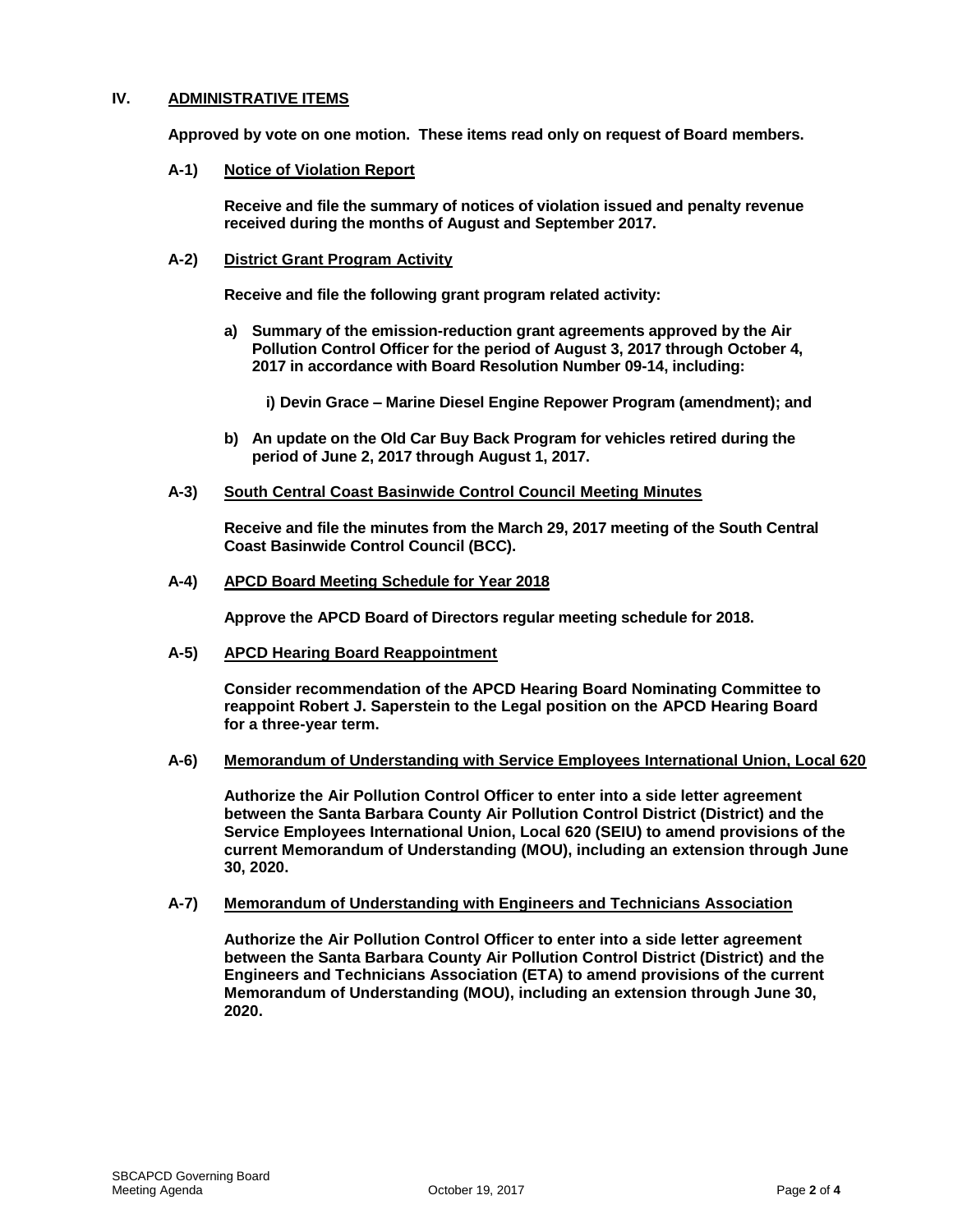## IV. ADMINISTRATIVE ITEMS

**Approved by vote on one motion. These items read only on request of Board members.**

### A-1) Notice of Violation Report

**Receive and file the summary of notices of violation issued and penalty revenue received during the months of August and September 2017.**

### A-2) District Grant Program Activity

**Receive and file the following grant program related activity:**

**a) Summary of the emission-reduction grant agreements approved by the Air Pollution Control Officer for the period of August 3, 2017 through October 4, 2017 in accordance with Board Resolution Number 09-14, including:**

**i) Devin Grace – Marine Diesel Engine Repower Program (amendment); and**

**b) An update on the Old Car Buy Back Program for vehicles retired during the period of June 2, 2017 through August 1, 2017.**

### A-3) South Central Coast Basinwide Control Council Meeting Minutes

**Receive and file the minutes from the March 29, 2017 meeting of the South Central Coast Basinwide Control Council (BCC).**

### A-4) APCD Board Meeting Schedule for Year 2018

**Approve the APCD Board of Directors regular meeting schedule for 2018.**

### A-5) APCD Hearing Board Reappointment

**Consider recommendation of the APCD Hearing Board Nominating Committee to reappoint Robert J. Saperstein to the Legal position on the APCD Hearing Board for a three-year term.**

### A-6) Memorandum of Understanding with Service Employees International Union, Local 620

**Authorize the Air Pollution Control Officer to enter into a side letter agreement between the Santa Barbara County Air Pollution Control District (District) and the Service Employees International Union, Local 620 (SEIU) to amend provisions of the current Memorandum of Understanding (MOU), including an extension through June 30, 2020.**

### A-7) Memorandum of Understanding with Engineers and Technicians Association

**Authorize the Air Pollution Control Officer to enter into a side letter agreement between the Santa Barbara County Air Pollution Control District (District) and the Engineers and Technicians Association (ETA) to amend provisions of the current Memorandum of Understanding (MOU), including an extension through June 30, 2020.**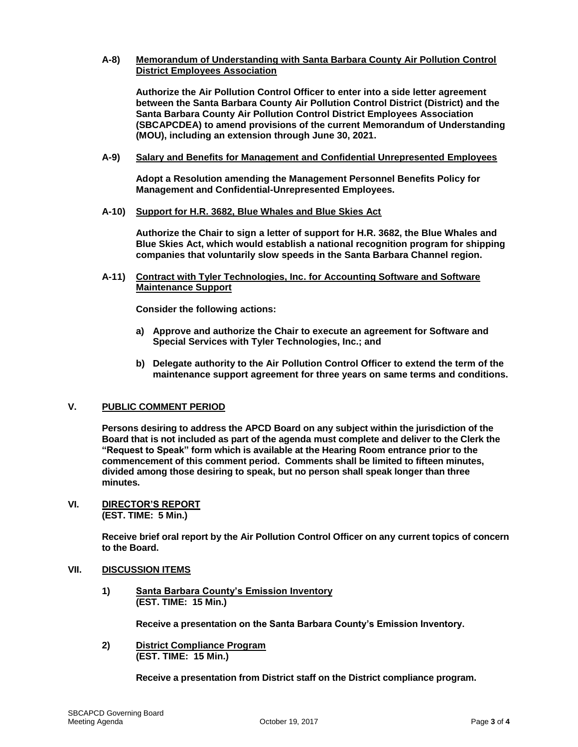**A-8) Memorandum of Understanding with Santa Barbara County Air Pollution Control District Employees Association**

**Authorize the Air Pollution Control Officer to enter into a side letter agreement between the Santa Barbara County Air Pollution Control District (District) and the Santa Barbara County Air Pollution Control District Employees Association (SBCAPCDEA) to amend provisions of the current Memorandum of Understanding (MOU), including an extension through June 30, 2021.**

**A-9) Salary and Benefits for Management and Confidential Unrepresented Employees**

**Adopt a Resolution amending the Management Personnel Benefits Policy for Management and Confidential-Unrepresented Employees.**

**A-10) Support for H.R. 3682, Blue Whales and Blue Skies Act**

**Authorize the Chair to sign a letter of support for H.R. 3682, the Blue Whales and Blue Skies Act, which would establish a national recognition program for shipping companies that voluntarily slow speeds in the Santa Barbara Channel region.**

**A-11) Contract with Tyler Technologies, Inc. for Accounting Software and Software Maintenance Support**

**Consider the following actions:**

- **a) Approve and authorize the Chair to execute an agreement for Software and Special Services with Tyler Technologies, Inc.; and**
- **b) Delegate authority to the Air Pollution Control Officer to extend the term of the maintenance support agreement for three years on same terms and conditions.**

## V. PUBLIC COMMENT PERIOD

**Persons desiring to address the APCD Board on any subject within the jurisdiction of the Board that is not included as part of the agenda must complete and deliver to the Clerk the "Request to Speak" form which is available at the Hearing Room entrance prior to the commencement of this comment period. Comments shall be limited to fifteen minutes, divided among those desiring to speak, but no person shall speak longer than three minutes.**

## VI. DIRECTOR'S REPORT
**(EST. TIME: 5 Min.)**

**Receive brief oral report by the Air Pollution Control Officer on any current topics of concern to the Board.**

## VII. DISCUSSION ITEMS

**1) Santa Barbara County's Emission Inventory**
**(EST. TIME: 15 Min.)**

**Receive a presentation on the Santa Barbara County's Emission Inventory.**

**2) District Compliance Program**
**(EST. TIME: 15 Min.)**

**Receive a presentation from District staff on the District compliance program.**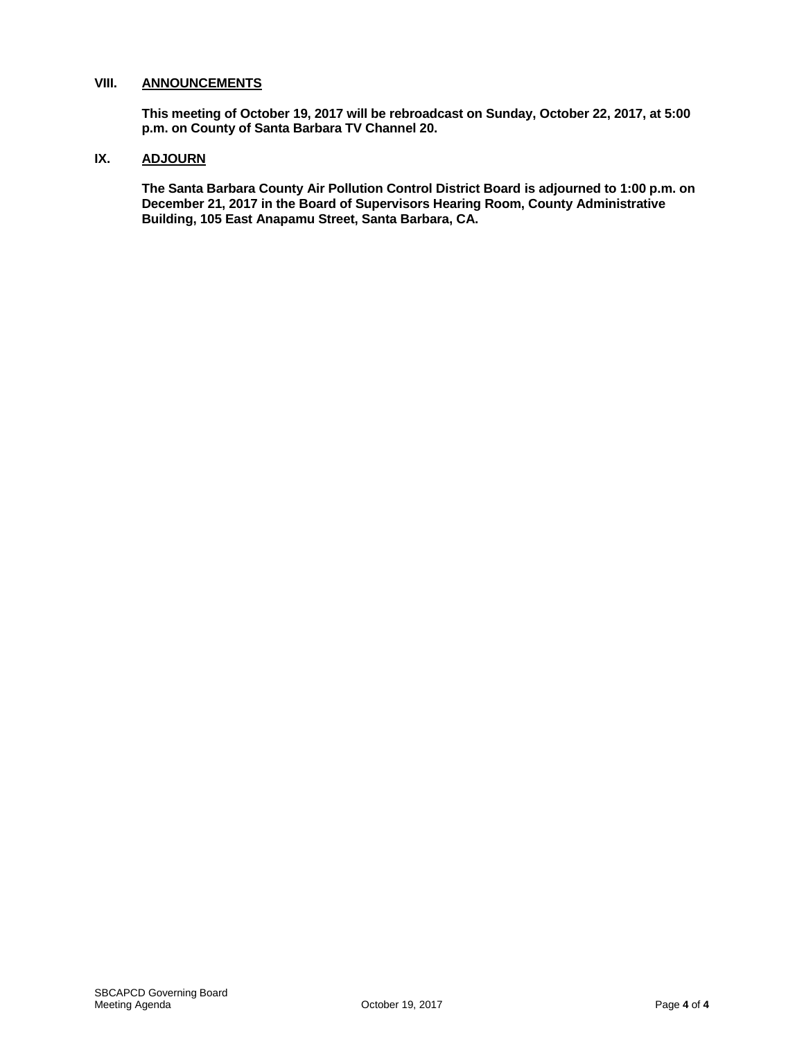## VIII. ANNOUNCEMENTS

**This meeting of October 19, 2017 will be rebroadcast on Sunday, October 22, 2017, at 5:00 p.m. on County of Santa Barbara TV Channel 20.**

## IX. ADJOURN

**The Santa Barbara County Air Pollution Control District Board is adjourned to 1:00 p.m. on December 21, 2017 in the Board of Supervisors Hearing Room, County Administrative Building, 105 East Anapamu Street, Santa Barbara, CA.**